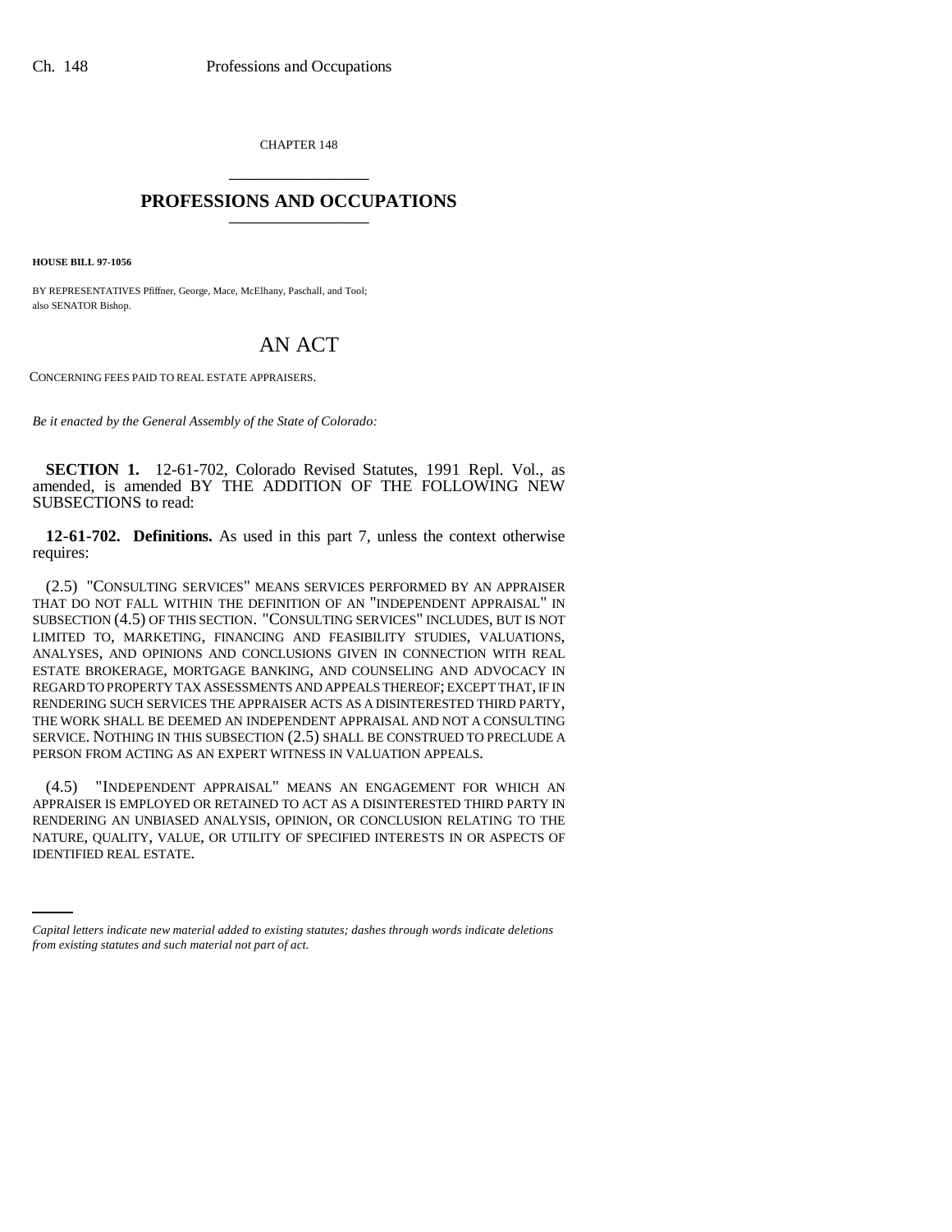CHAPTER 148

# PROFESSIONS AND OCCUPATIONS

**HOUSE BILL 97-1056**

BY REPRESENTATIVES Pfiffner, George, Mace, McElhany, Paschall, and Tool;
also SENATOR Bishop.

# AN ACT

CONCERNING FEES PAID TO REAL ESTATE APPRAISERS.

*Be it enacted by the General Assembly of the State of Colorado:*

**SECTION 1.** 12-61-702, Colorado Revised Statutes, 1991 Repl. Vol., as amended, is amended BY THE ADDITION OF THE FOLLOWING NEW SUBSECTIONS to read:

**12-61-702. Definitions.** As used in this part 7, unless the context otherwise requires:

(2.5) "CONSULTING SERVICES" MEANS SERVICES PERFORMED BY AN APPRAISER THAT DO NOT FALL WITHIN THE DEFINITION OF AN "INDEPENDENT APPRAISAL" IN SUBSECTION (4.5) OF THIS SECTION. "CONSULTING SERVICES" INCLUDES, BUT IS NOT LIMITED TO, MARKETING, FINANCING AND FEASIBILITY STUDIES, VALUATIONS, ANALYSES, AND OPINIONS AND CONCLUSIONS GIVEN IN CONNECTION WITH REAL ESTATE BROKERAGE, MORTGAGE BANKING, AND COUNSELING AND ADVOCACY IN REGARD TO PROPERTY TAX ASSESSMENTS AND APPEALS THEREOF; EXCEPT THAT, IF IN RENDERING SUCH SERVICES THE APPRAISER ACTS AS A DISINTERESTED THIRD PARTY, THE WORK SHALL BE DEEMED AN INDEPENDENT APPRAISAL AND NOT A CONSULTING SERVICE. NOTHING IN THIS SUBSECTION (2.5) SHALL BE CONSTRUED TO PRECLUDE A PERSON FROM ACTING AS AN EXPERT WITNESS IN VALUATION APPEALS.

(4.5) "INDEPENDENT APPRAISAL" MEANS AN ENGAGEMENT FOR WHICH AN APPRAISER IS EMPLOYED OR RETAINED TO ACT AS A DISINTERESTED THIRD PARTY IN RENDERING AN UNBIASED ANALYSIS, OPINION, OR CONCLUSION RELATING TO THE NATURE, QUALITY, VALUE, OR UTILITY OF SPECIFIED INTERESTS IN OR ASPECTS OF IDENTIFIED REAL ESTATE.

*Capital letters indicate new material added to existing statutes; dashes through words indicate deletions from existing statutes and such material not part of act.*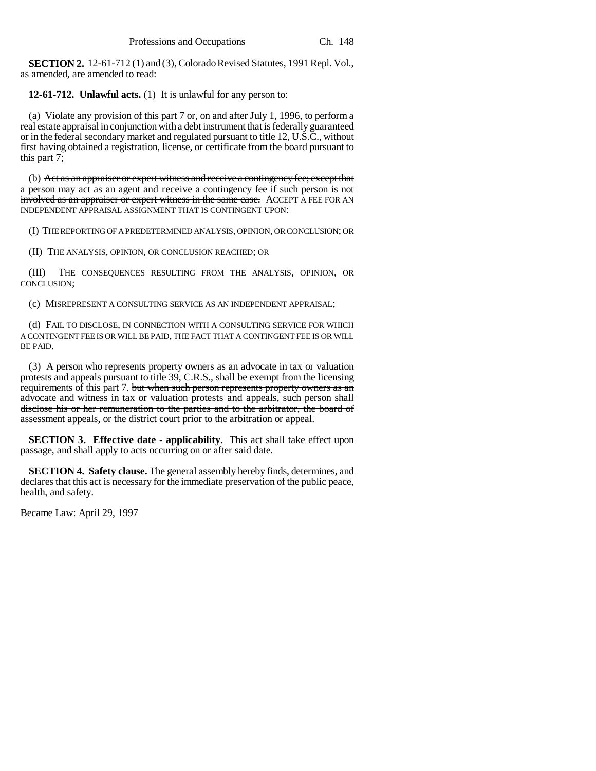**SECTION 2.** 12-61-712 (1) and (3), Colorado Revised Statutes, 1991 Repl. Vol., as amended, are amended to read:

**12-61-712. Unlawful acts.** (1) It is unlawful for any person to:

(a) Violate any provision of this part 7 or, on and after July 1, 1996, to perform a real estate appraisal in conjunction with a debt instrument that is federally guaranteed or in the federal secondary market and regulated pursuant to title 12, U.S.C., without first having obtained a registration, license, or certificate from the board pursuant to this part 7;

(b) ~~Act as an appraiser or expert witness and receive a contingency fee; except that a person may act as an agent and receive a contingency fee if such person is not involved as an appraiser or expert witness in the same case.~~ ACCEPT A FEE FOR AN INDEPENDENT APPRAISAL ASSIGNMENT THAT IS CONTINGENT UPON:

(I) THE REPORTING OF A PREDETERMINED ANALYSIS, OPINION, OR CONCLUSION; OR

(II) THE ANALYSIS, OPINION, OR CONCLUSION REACHED; OR

(III) THE CONSEQUENCES RESULTING FROM THE ANALYSIS, OPINION, OR CONCLUSION;

(c) MISREPRESENT A CONSULTING SERVICE AS AN INDEPENDENT APPRAISAL;

(d) FAIL TO DISCLOSE, IN CONNECTION WITH A CONSULTING SERVICE FOR WHICH A CONTINGENT FEE IS OR WILL BE PAID, THE FACT THAT A CONTINGENT FEE IS OR WILL BE PAID.

(3) A person who represents property owners as an advocate in tax or valuation protests and appeals pursuant to title 39, C.R.S., shall be exempt from the licensing requirements of this part 7. ~~but when such person represents property owners as an advocate and witness in tax or valuation protests and appeals, such person shall disclose his or her remuneration to the parties and to the arbitrator, the board of assessment appeals, or the district court prior to the arbitration or appeal.~~

**SECTION 3. Effective date - applicability.** This act shall take effect upon passage, and shall apply to acts occurring on or after said date.

**SECTION 4. Safety clause.** The general assembly hereby finds, determines, and declares that this act is necessary for the immediate preservation of the public peace, health, and safety.

Became Law: April 29, 1997